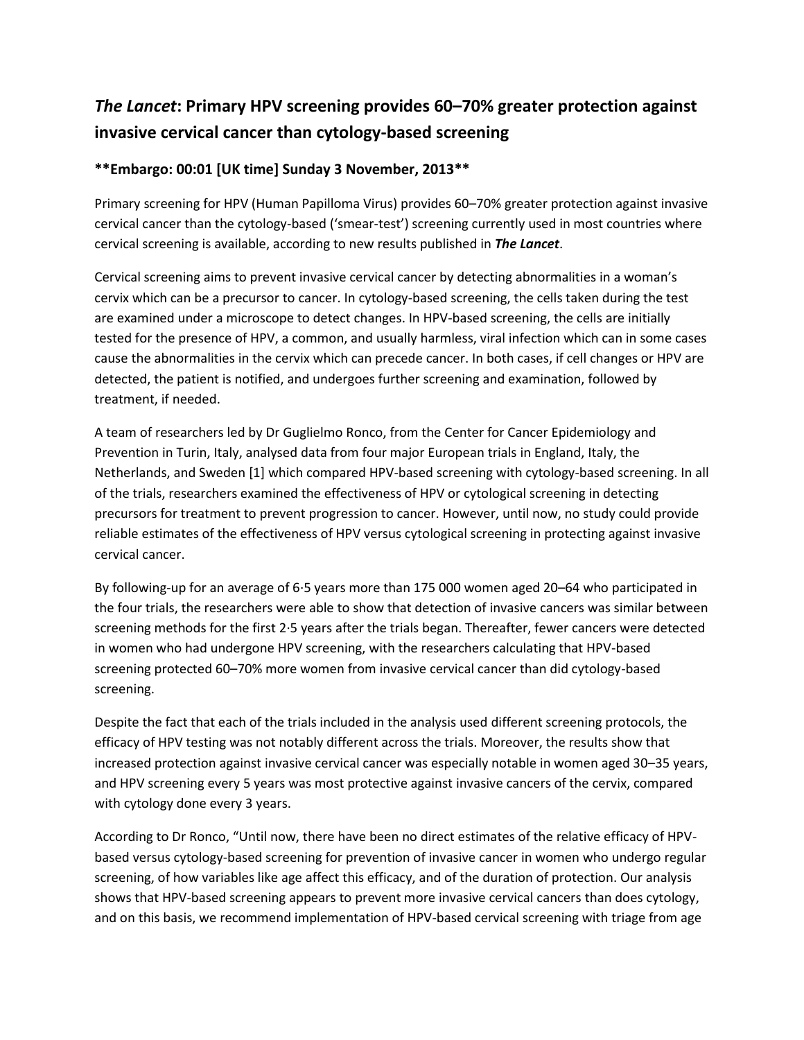# *The Lancet*: Primary HPV screening provides 60–70% greater protection against invasive cervical cancer than cytology-based screening

**\*\*Embargo: 00:01 [UK time] Sunday 3 November, 2013\*\***

Primary screening for HPV (Human Papilloma Virus) provides 60–70% greater protection against invasive cervical cancer than the cytology-based ('smear-test') screening currently used in most countries where cervical screening is available, according to new results published in ***The Lancet***.

Cervical screening aims to prevent invasive cervical cancer by detecting abnormalities in a woman's cervix which can be a precursor to cancer. In cytology-based screening, the cells taken during the test are examined under a microscope to detect changes. In HPV-based screening, the cells are initially tested for the presence of HPV, a common, and usually harmless, viral infection which can in some cases cause the abnormalities in the cervix which can precede cancer. In both cases, if cell changes or HPV are detected, the patient is notified, and undergoes further screening and examination, followed by treatment, if needed.

A team of researchers led by Dr Guglielmo Ronco, from the Center for Cancer Epidemiology and Prevention in Turin, Italy, analysed data from four major European trials in England, Italy, the Netherlands, and Sweden [1] which compared HPV-based screening with cytology-based screening. In all of the trials, researchers examined the effectiveness of HPV or cytological screening in detecting precursors for treatment to prevent progression to cancer. However, until now, no study could provide reliable estimates of the effectiveness of HPV versus cytological screening in protecting against invasive cervical cancer.

By following-up for an average of 6·5 years more than 175 000 women aged 20–64 who participated in the four trials, the researchers were able to show that detection of invasive cancers was similar between screening methods for the first 2·5 years after the trials began. Thereafter, fewer cancers were detected in women who had undergone HPV screening, with the researchers calculating that HPV-based screening protected 60–70% more women from invasive cervical cancer than did cytology-based screening.

Despite the fact that each of the trials included in the analysis used different screening protocols, the efficacy of HPV testing was not notably different across the trials. Moreover, the results show that increased protection against invasive cervical cancer was especially notable in women aged 30–35 years, and HPV screening every 5 years was most protective against invasive cancers of the cervix, compared with cytology done every 3 years.

According to Dr Ronco, "Until now, there have been no direct estimates of the relative efficacy of HPV-based versus cytology-based screening for prevention of invasive cancer in women who undergo regular screening, of how variables like age affect this efficacy, and of the duration of protection. Our analysis shows that HPV-based screening appears to prevent more invasive cervical cancers than does cytology, and on this basis, we recommend implementation of HPV-based cervical screening with triage from age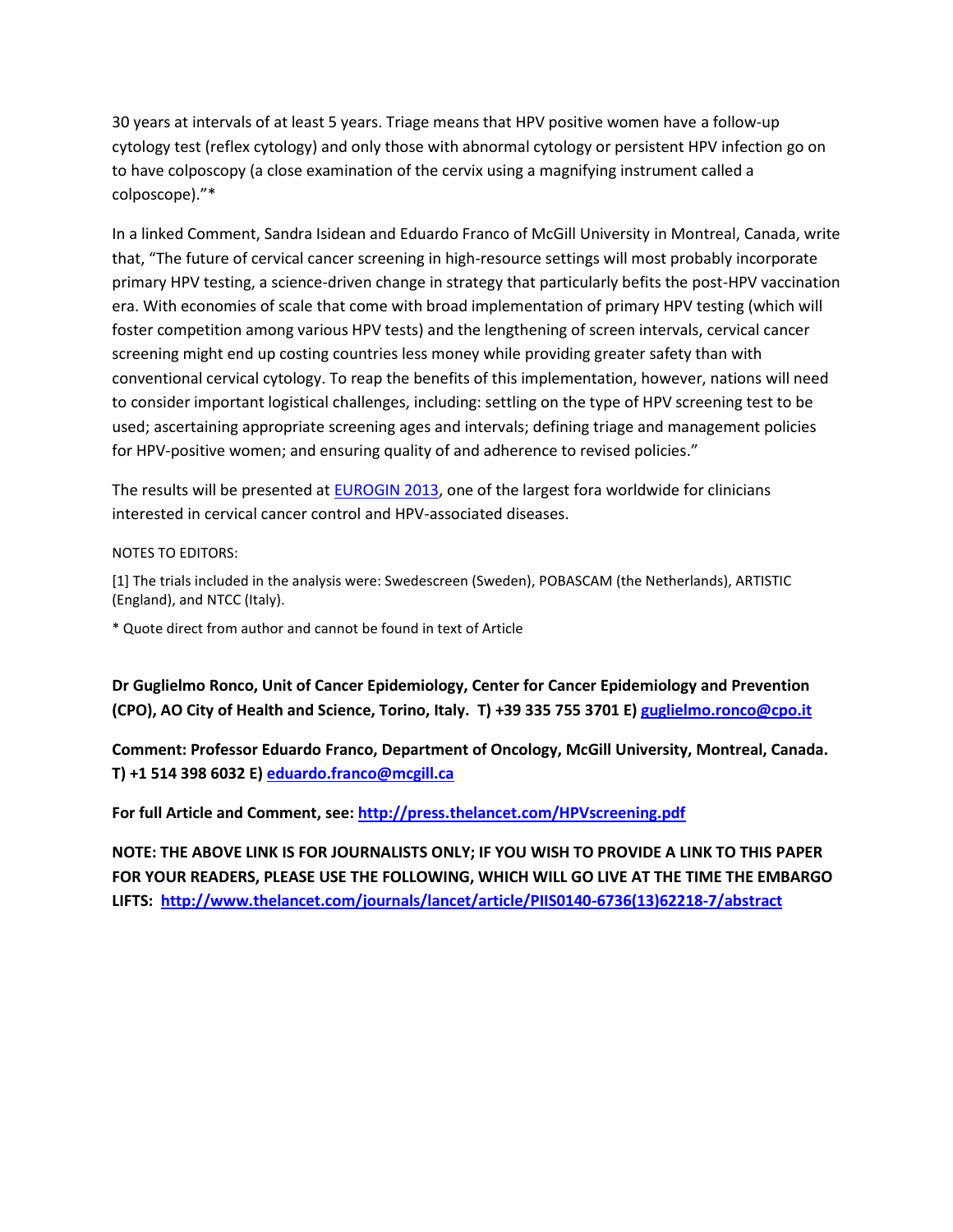30 years at intervals of at least 5 years. Triage means that HPV positive women have a follow-up cytology test (reflex cytology) and only those with abnormal cytology or persistent HPV infection go on to have colposcopy (a close examination of the cervix using a magnifying instrument called a colposcope)."*

In a linked Comment, Sandra Isidean and Eduardo Franco of McGill University in Montreal, Canada, write that, "The future of cervical cancer screening in high-resource settings will most probably incorporate primary HPV testing, a science-driven change in strategy that particularly befits the post-HPV vaccination era. With economies of scale that come with broad implementation of primary HPV testing (which will foster competition among various HPV tests) and the lengthening of screen intervals, cervical cancer screening might end up costing countries less money while providing greater safety than with conventional cervical cytology. To reap the benefits of this implementation, however, nations will need to consider important logistical challenges, including: settling on the type of HPV screening test to be used; ascertaining appropriate screening ages and intervals; defining triage and management policies for HPV-positive women; and ensuring quality of and adherence to revised policies."

The results will be presented at [EUROGIN 2013](EUROGIN 2013), one of the largest fora worldwide for clinicians interested in cervical cancer control and HPV-associated diseases.

NOTES TO EDITORS:

[1] The trials included in the analysis were: Swedescreen (Sweden), POBASCAM (the Netherlands), ARTISTIC (England), and NTCC (Italy).

* Quote direct from author and cannot be found in text of Article

**Dr Guglielmo Ronco, Unit of Cancer Epidemiology, Center for Cancer Epidemiology and Prevention (CPO), AO City of Health and Science, Torino, Italy. T) +39 335 755 3701 E) guglielmo.ronco@cpo.it**

**Comment: Professor Eduardo Franco, Department of Oncology, McGill University, Montreal, Canada. T) +1 514 398 6032 E) eduardo.franco@mcgill.ca**

**For full Article and Comment, see: http://press.thelancet.com/HPVscreening.pdf**

**NOTE: THE ABOVE LINK IS FOR JOURNALISTS ONLY; IF YOU WISH TO PROVIDE A LINK TO THIS PAPER FOR YOUR READERS, PLEASE USE THE FOLLOWING, WHICH WILL GO LIVE AT THE TIME THE EMBARGO LIFTS: http://www.thelancet.com/journals/lancet/article/PIIS0140-6736(13)62218-7/abstract**